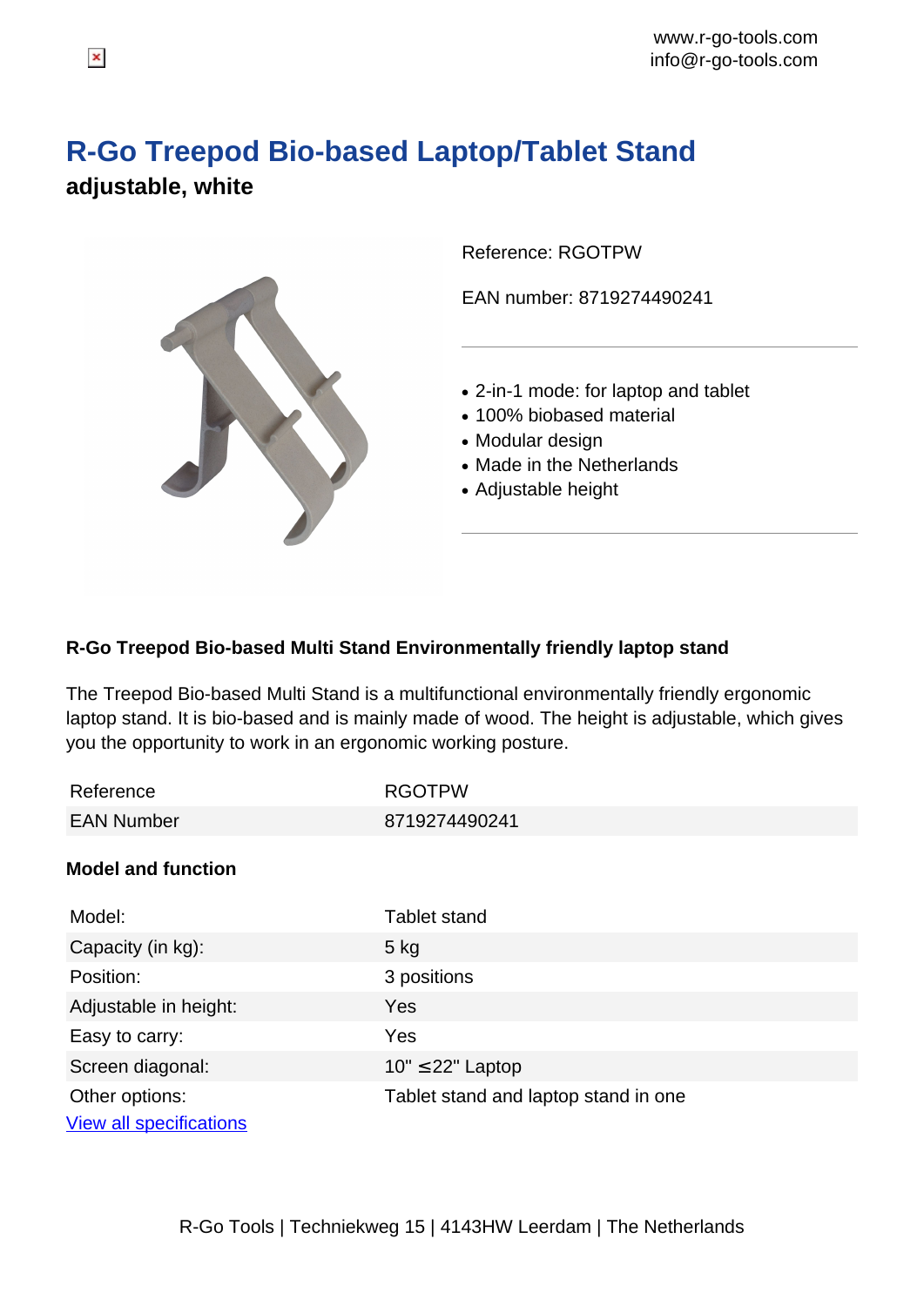www.r-go-tools.com
info@r-go-tools.com

# R-Go Treepod Bio-based Laptop/Tablet Stand

## adjustable, white

Reference: RGOTPW

EAN number: 8719274490241

- 2-in-1 mode: for laptop and tablet
- 100% biobased material
- Modular design
- Made in the Netherlands
- Adjustable height

### R-Go Treepod Bio-based Multi Stand Environmentally friendly laptop stand

The Treepod Bio-based Multi Stand is a multifunctional environmentally friendly ergonomic laptop stand. It is bio-based and is mainly made of wood. The height is adjustable, which gives you the opportunity to work in an ergonomic working posture.

| Reference | RGOTPW |
|---|---|
| EAN Number | 8719274490241 |

### Model and function

| Model: | Tablet stand |
|---|---|
| Capacity (in kg): | 5 kg |
| Position: | 3 positions |
| Adjustable in height: | Yes |
| Easy to carry: | Yes |
| Screen diagonal: | 10" ≤22" Laptop |
| Other options: | Tablet stand and laptop stand in one |

[View all specifications](#)

R-Go Tools | Techniekweg 15 | 4143HW Leerdam | The Netherlands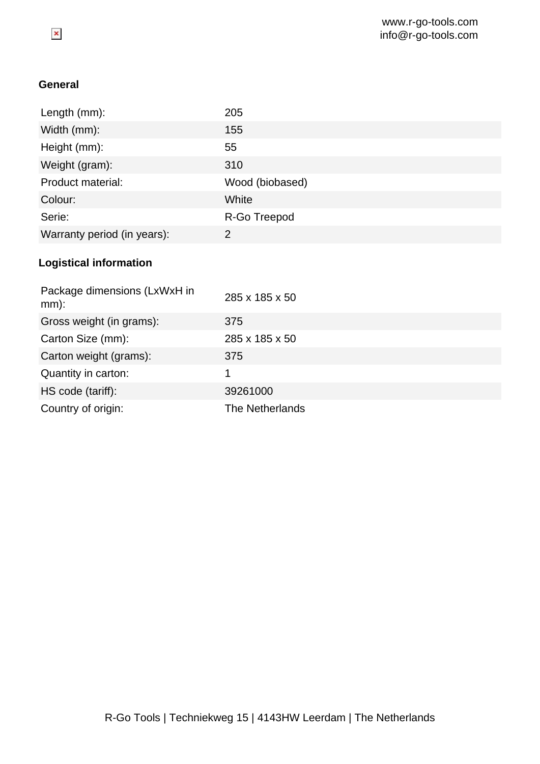### General

| | |
|---|---|
| Length (mm): | 205 |
| Width (mm): | 155 |
| Height (mm): | 55 |
| Weight (gram): | 310 |
| Product material: | Wood (biobased) |
| Colour: | White |
| Serie: | R-Go Treepod |
| Warranty period (in years): | 2 |

### Logistical information

| | |
|---|---|
| Package dimensions (LxWxH in mm): | 285 x 185 x 50 |
| Gross weight (in grams): | 375 |
| Carton Size (mm): | 285 x 185 x 50 |
| Carton weight (grams): | 375 |
| Quantity in carton: | 1 |
| HS code (tariff): | 39261000 |
| Country of origin: | The Netherlands |